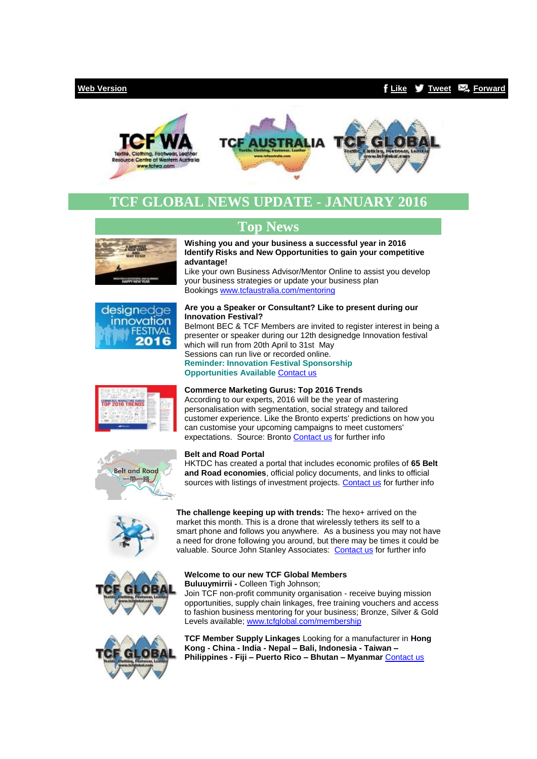Web Version | Like | Tweet | Forward

# TCF GLOBAL NEWS UPDATE - JANUARY 2016

## Top News

**Wishing you and your business a successful year in 2016**
**Identify Risks and New Opportunities to gain your competitive advantage!**
Like your own Business Advisor/Mentor Online to assist you develop your business strategies or update your business plan
Bookings www.tcfaustralia.com/mentoring

**Are you a Speaker or Consultant? Like to present during our Innovation Festival?**
Belmont BEC & TCF Members are invited to register interest in being a presenter or speaker during our 12th designedge Innovation festival which will run from 20th April to 31st May
Sessions can run live or recorded online.
**Reminder: Innovation Festival Sponsorship Opportunities Available** Contact us

**Commerce Marketing Gurus: Top 2016 Trends**
According to our experts, 2016 will be the year of mastering personalisation with segmentation, social strategy and tailored customer experience. Like the Bronto experts' predictions on how you can customise your upcoming campaigns to meet customers' expectations. Source: Bronto Contact us for further info

**Belt and Road Portal**
HKTDC has created a portal that includes economic profiles of **65 Belt and Road economies**, official policy documents, and links to official sources with listings of investment projects. Contact us for further info

**The challenge keeping up with trends:** The hexo+ arrived on the market this month. This is a drone that wirelessly tethers its self to a smart phone and follows you anywhere. As a business you may not have a need for drone following you around, but there may be times it could be valuable. Source John Stanley Associates: Contact us for further info

**Welcome to our new TCF Global Members**
**Buluuymirrii -** Colleen Tigh Johnson;
Join TCF non-profit community organisation - receive buying mission opportunities, supply chain linkages, free training vouchers and access to fashion business mentoring for your business; Bronze, Silver & Gold Levels available; www.tcfglobal.com/membership

**TCF Member Supply Linkages** Looking for a manufacturer in **Hong Kong - China - India - Nepal – Bali, Indonesia - Taiwan – Philippines - Fiji – Puerto Rico – Bhutan – Myanmar** Contact us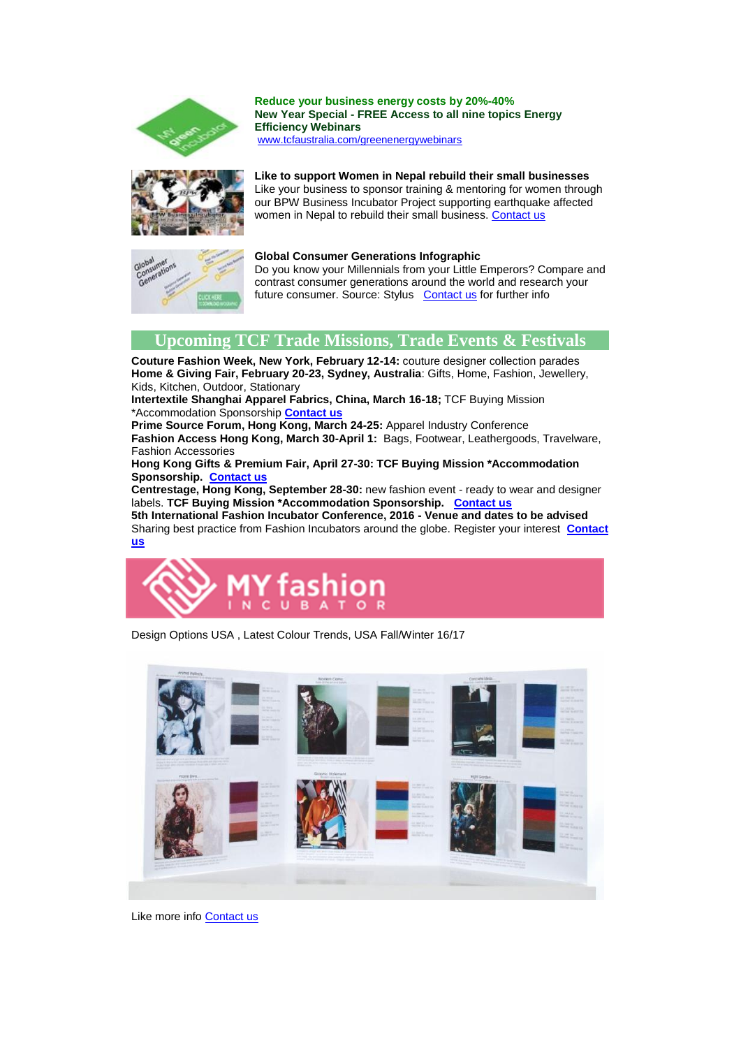**Reduce your business energy costs by 20%-40%**
**New Year Special - FREE Access to all nine topics Energy Efficiency Webinars**
www.tcfaustralia.com/greenenergywebinars

**Like to support Women in Nepal rebuild their small businesses**
Like your business to sponsor training & mentoring for women through our BPW Business Incubator Project supporting earthquake affected women in Nepal to rebuild their small business. Contact us

**Global Consumer Generations Infographic**
Do you know your Millennials from your Little Emperors? Compare and contrast consumer generations around the world and research your future consumer. Source: Stylus Contact us for further info

## Upcoming TCF Trade Missions, Trade Events & Festivals

**Couture Fashion Week, New York, February 12-14:** couture designer collection parades
**Home & Giving Fair, February 20-23, Sydney, Australia**: Gifts, Home, Fashion, Jewellery, Kids, Kitchen, Outdoor, Stationary
**Intertextile Shanghai Apparel Fabrics, China, March 16-18;** TCF Buying Mission *Accommodation Sponsorship **Contact us**
**Prime Source Forum, Hong Kong, March 24-25:** Apparel Industry Conference
**Fashion Access Hong Kong, March 30-April 1:** Bags, Footwear, Leathergoods, Travelware, Fashion Accessories
**Hong Kong Gifts & Premium Fair, April 27-30: TCF Buying Mission *Accommodation Sponsorship. Contact us**
**Centrestage, Hong Kong, September 28-30:** new fashion event - ready to wear and designer labels. **TCF Buying Mission *Accommodation Sponsorship. Contact us**
**5th International Fashion Incubator Conference, 2016 - Venue and dates to be advised**
Sharing best practice from Fashion Incubators around the globe. Register your interest **Contact us**

MY fashion INCUBATOR

Design Options USA , Latest Colour Trends, USA Fall/Winter 16/17

Like more info Contact us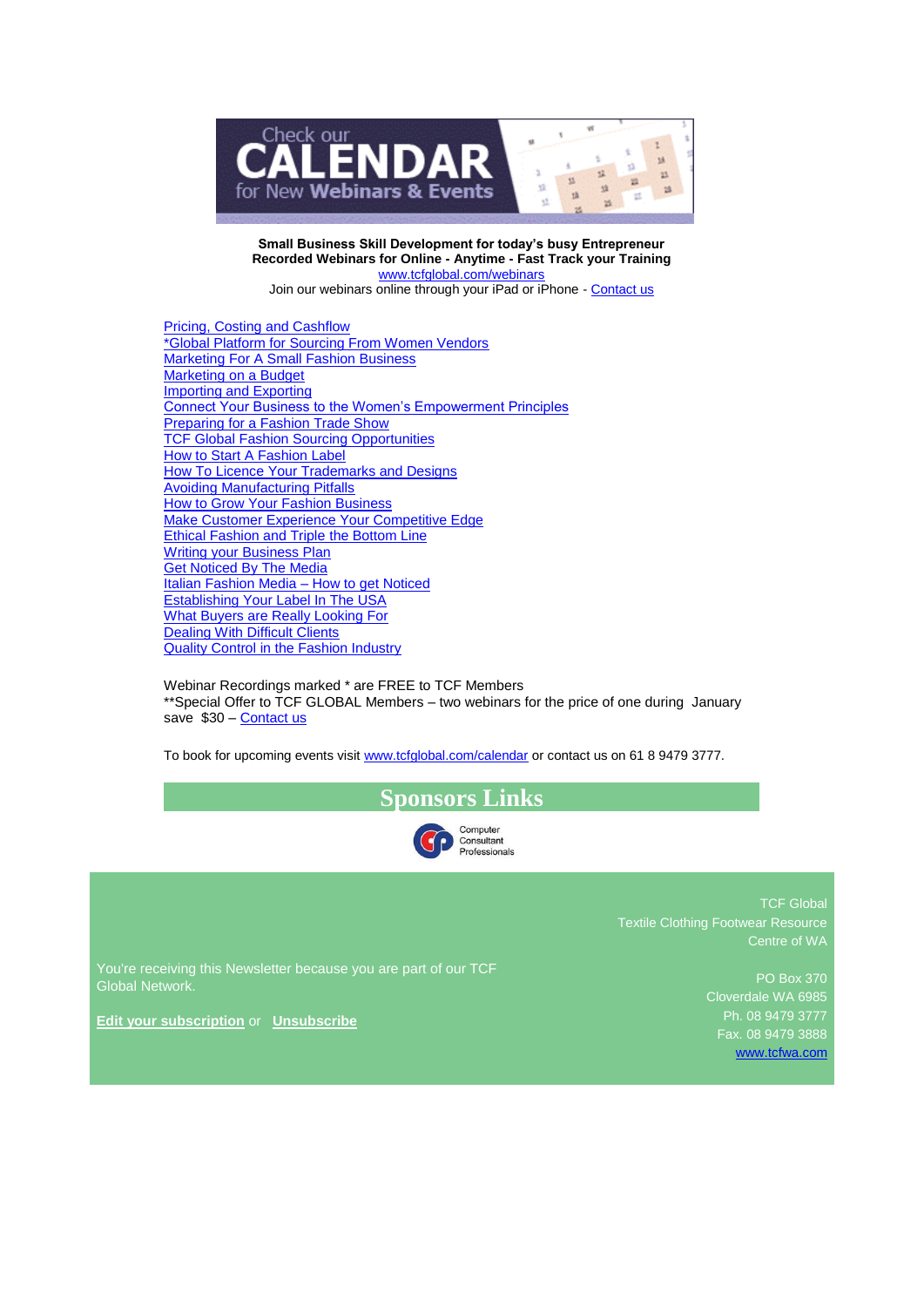Check our CALENDAR for New Webinars & Events

**Small Business Skill Development for today's busy Entrepreneur**
**Recorded Webinars for Online - Anytime - Fast Track your Training**
www.tcfglobal.com/webinars
Join our webinars online through your iPad or iPhone - Contact us

Pricing, Costing and Cashflow
*Global Platform for Sourcing From Women Vendors
Marketing For A Small Fashion Business
Marketing on a Budget
Importing and Exporting
Connect Your Business to the Women's Empowerment Principles
Preparing for a Fashion Trade Show
TCF Global Fashion Sourcing Opportunities
How to Start A Fashion Label
How To Licence Your Trademarks and Designs
Avoiding Manufacturing Pitfalls
How to Grow Your Fashion Business
Make Customer Experience Your Competitive Edge
Ethical Fashion and Triple the Bottom Line
Writing your Business Plan
Get Noticed By The Media
Italian Fashion Media – How to get Noticed
Establishing Your Label In The USA
What Buyers are Really Looking For
Dealing With Difficult Clients
Quality Control in the Fashion Industry

Webinar Recordings marked * are FREE to TCF Members
**Special Offer to TCF GLOBAL Members – two webinars for the price of one during January save $30 – Contact us

To book for upcoming events visit www.tcfglobal.com/calendar or contact us on 61 8 9479 3777.

## Sponsors Links

Computer Consultant Professionals

You're receiving this Newsletter because you are part of our TCF Global Network.

**Edit your subscription** or **Unsubscribe**

TCF Global
Textile Clothing Footwear Resource Centre of WA

PO Box 370
Cloverdale WA 6985
Ph. 08 9479 3777
Fax. 08 9479 3888
www.tcfwa.com